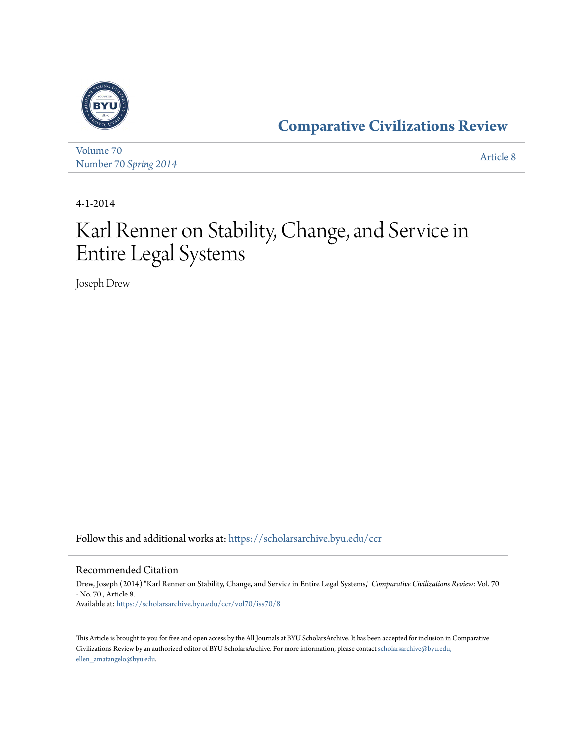# Comparative Civilizations Review

Volume 70
Number 70 *Spring 2014*

Article 8

4-1-2014

# Karl Renner on Stability, Change, and Service in Entire Legal Systems

Joseph Drew

Follow this and additional works at: https://scholarsarchive.byu.edu/ccr

## Recommended Citation

Drew, Joseph (2014) "Karl Renner on Stability, Change, and Service in Entire Legal Systems," *Comparative Civilizations Review*: Vol. 70 : No. 70 , Article 8.
Available at: https://scholarsarchive.byu.edu/ccr/vol70/iss70/8

This Article is brought to you for free and open access by the All Journals at BYU ScholarsArchive. It has been accepted for inclusion in Comparative Civilizations Review by an authorized editor of BYU ScholarsArchive. For more information, please contact scholarsarchive@byu.edu, ellen_amatangelo@byu.edu.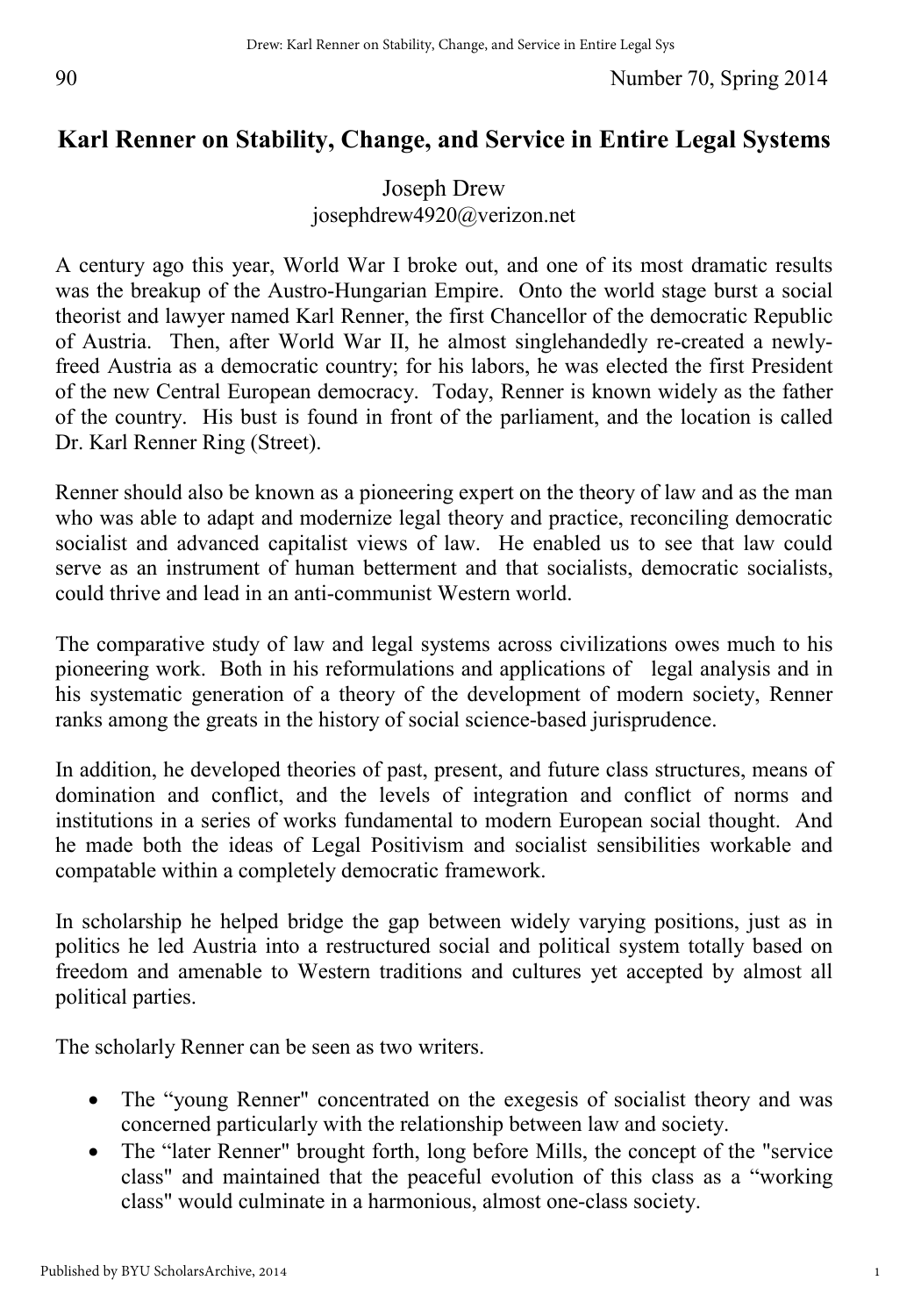# Karl Renner on Stability, Change, and Service in Entire Legal Systems

Joseph Drew
josephdrew4920@verizon.net

A century ago this year, World War I broke out, and one of its most dramatic results was the breakup of the Austro-Hungarian Empire. Onto the world stage burst a social theorist and lawyer named Karl Renner, the first Chancellor of the democratic Republic of Austria. Then, after World War II, he almost singlehandedly re-created a newly-freed Austria as a democratic country; for his labors, he was elected the first President of the new Central European democracy. Today, Renner is known widely as the father of the country. His bust is found in front of the parliament, and the location is called Dr. Karl Renner Ring (Street).

Renner should also be known as a pioneering expert on the theory of law and as the man who was able to adapt and modernize legal theory and practice, reconciling democratic socialist and advanced capitalist views of law. He enabled us to see that law could serve as an instrument of human betterment and that socialists, democratic socialists, could thrive and lead in an anti-communist Western world.

The comparative study of law and legal systems across civilizations owes much to his pioneering work. Both in his reformulations and applications of legal analysis and in his systematic generation of a theory of the development of modern society, Renner ranks among the greats in the history of social science-based jurisprudence.

In addition, he developed theories of past, present, and future class structures, means of domination and conflict, and the levels of integration and conflict of norms and institutions in a series of works fundamental to modern European social thought. And he made both the ideas of Legal Positivism and socialist sensibilities workable and compatable within a completely democratic framework.

In scholarship he helped bridge the gap between widely varying positions, just as in politics he led Austria into a restructured social and political system totally based on freedom and amenable to Western traditions and cultures yet accepted by almost all political parties.

The scholarly Renner can be seen as two writers.

- The "young Renner" concentrated on the exegesis of socialist theory and was concerned particularly with the relationship between law and society.
- The "later Renner" brought forth, long before Mills, the concept of the "service class" and maintained that the peaceful evolution of this class as a "working class" would culminate in a harmonious, almost one-class society.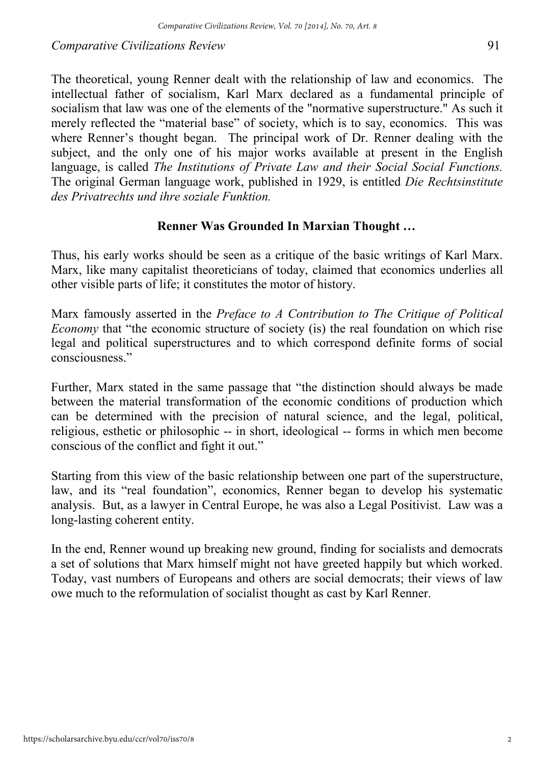The theoretical, young Renner dealt with the relationship of law and economics. The intellectual father of socialism, Karl Marx declared as a fundamental principle of socialism that law was one of the elements of the "normative superstructure." As such it merely reflected the “material base” of society, which is to say, economics. This was where Renner’s thought began. The principal work of Dr. Renner dealing with the subject, and the only one of his major works available at present in the English language, is called *The Institutions of Private Law and their Social Social Functions.* The original German language work, published in 1929, is entitled *Die Rechtsinstitute des Privatrechts und ihre soziale Funktion.*

**Renner Was Grounded In Marxian Thought …**

Thus, his early works should be seen as a critique of the basic writings of Karl Marx. Marx, like many capitalist theoreticians of today, claimed that economics underlies all other visible parts of life; it constitutes the motor of history.

Marx famously asserted in the *Preface to A Contribution to The Critique of Political Economy* that “the economic structure of society (is) the real foundation on which rise legal and political superstructures and to which correspond definite forms of social consciousness.”

Further, Marx stated in the same passage that “the distinction should always be made between the material transformation of the economic conditions of production which can be determined with the precision of natural science, and the legal, political, religious, esthetic or philosophic -- in short, ideological -- forms in which men become conscious of the conflict and fight it out.”

Starting from this view of the basic relationship between one part of the superstructure, law, and its “real foundation”, economics, Renner began to develop his systematic analysis. But, as a lawyer in Central Europe, he was also a Legal Positivist. Law was a long-lasting coherent entity.

In the end, Renner wound up breaking new ground, finding for socialists and democrats a set of solutions that Marx himself might not have greeted happily but which worked. Today, vast numbers of Europeans and others are social democrats; their views of law owe much to the reformulation of socialist thought as cast by Karl Renner.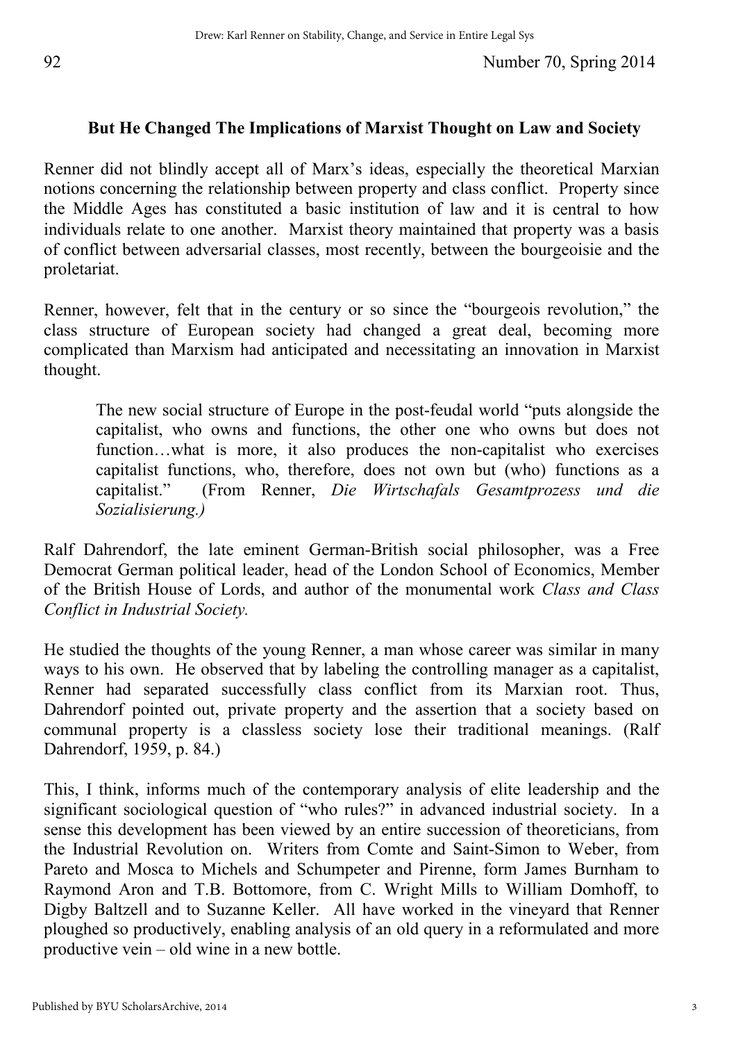## But He Changed The Implications of Marxist Thought on Law and Society

Renner did not blindly accept all of Marx's ideas, especially the theoretical Marxian notions concerning the relationship between property and class conflict. Property since the Middle Ages has constituted a basic institution of law and it is central to how individuals relate to one another. Marxist theory maintained that property was a basis of conflict between adversarial classes, most recently, between the bourgeoisie and the proletariat.

Renner, however, felt that in the century or so since the "bourgeois revolution," the class structure of European society had changed a great deal, becoming more complicated than Marxism had anticipated and necessitating an innovation in Marxist thought.

> The new social structure of Europe in the post-feudal world "puts alongside the capitalist, who owns and functions, the other one who owns but does not function…what is more, it also produces the non-capitalist who exercises capitalist functions, who, therefore, does not own but (who) functions as a capitalist." (From Renner, *Die Wirtschafals Gesamtprozess und die Sozialisierung.)*

Ralf Dahrendorf, the late eminent German-British social philosopher, was a Free Democrat German political leader, head of the London School of Economics, Member of the British House of Lords, and author of the monumental work *Class and Class Conflict in Industrial Society.*

He studied the thoughts of the young Renner, a man whose career was similar in many ways to his own. He observed that by labeling the controlling manager as a capitalist, Renner had separated successfully class conflict from its Marxian root. Thus, Dahrendorf pointed out, private property and the assertion that a society based on communal property is a classless society lose their traditional meanings. (Ralf Dahrendorf, 1959, p. 84.)

This, I think, informs much of the contemporary analysis of elite leadership and the significant sociological question of "who rules?" in advanced industrial society. In a sense this development has been viewed by an entire succession of theoreticians, from the Industrial Revolution on. Writers from Comte and Saint-Simon to Weber, from Pareto and Mosca to Michels and Schumpeter and Pirenne, form James Burnham to Raymond Aron and T.B. Bottomore, from C. Wright Mills to William Domhoff, to Digby Baltzell and to Suzanne Keller. All have worked in the vineyard that Renner ploughed so productively, enabling analysis of an old query in a reformulated and more productive vein – old wine in a new bottle.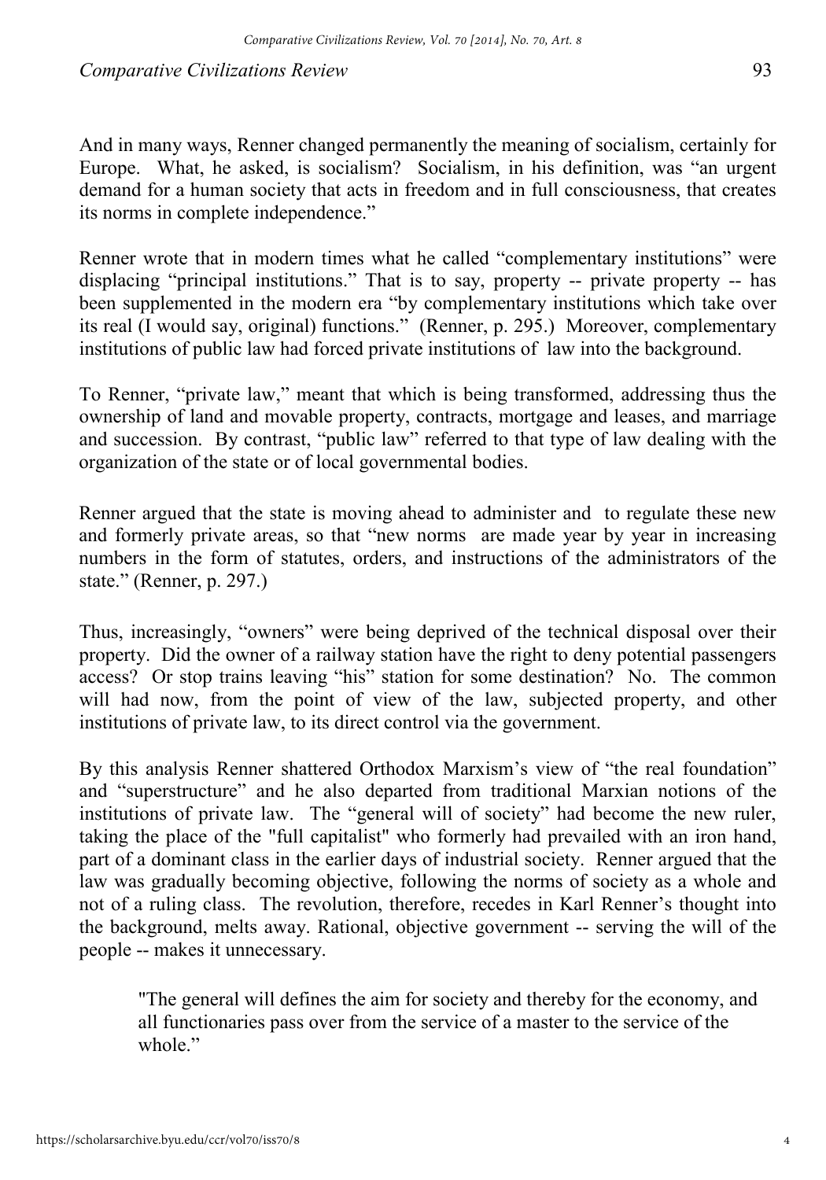And in many ways, Renner changed permanently the meaning of socialism, certainly for Europe. What, he asked, is socialism? Socialism, in his definition, was "an urgent demand for a human society that acts in freedom and in full consciousness, that creates its norms in complete independence."

Renner wrote that in modern times what he called "complementary institutions" were displacing "principal institutions." That is to say, property -- private property -- has been supplemented in the modern era "by complementary institutions which take over its real (I would say, original) functions." (Renner, p. 295.) Moreover, complementary institutions of public law had forced private institutions of law into the background.

To Renner, "private law," meant that which is being transformed, addressing thus the ownership of land and movable property, contracts, mortgage and leases, and marriage and succession. By contrast, "public law" referred to that type of law dealing with the organization of the state or of local governmental bodies.

Renner argued that the state is moving ahead to administer and to regulate these new and formerly private areas, so that "new norms are made year by year in increasing numbers in the form of statutes, orders, and instructions of the administrators of the state." (Renner, p. 297.)

Thus, increasingly, "owners" were being deprived of the technical disposal over their property. Did the owner of a railway station have the right to deny potential passengers access? Or stop trains leaving "his" station for some destination? No. The common will had now, from the point of view of the law, subjected property, and other institutions of private law, to its direct control via the government.

By this analysis Renner shattered Orthodox Marxism's view of "the real foundation" and "superstructure" and he also departed from traditional Marxian notions of the institutions of private law. The "general will of society" had become the new ruler, taking the place of the "full capitalist" who formerly had prevailed with an iron hand, part of a dominant class in the earlier days of industrial society. Renner argued that the law was gradually becoming objective, following the norms of society as a whole and not of a ruling class. The revolution, therefore, recedes in Karl Renner's thought into the background, melts away. Rational, objective government -- serving the will of the people -- makes it unnecessary.

> "The general will defines the aim for society and thereby for the economy, and all functionaries pass over from the service of a master to the service of the whole."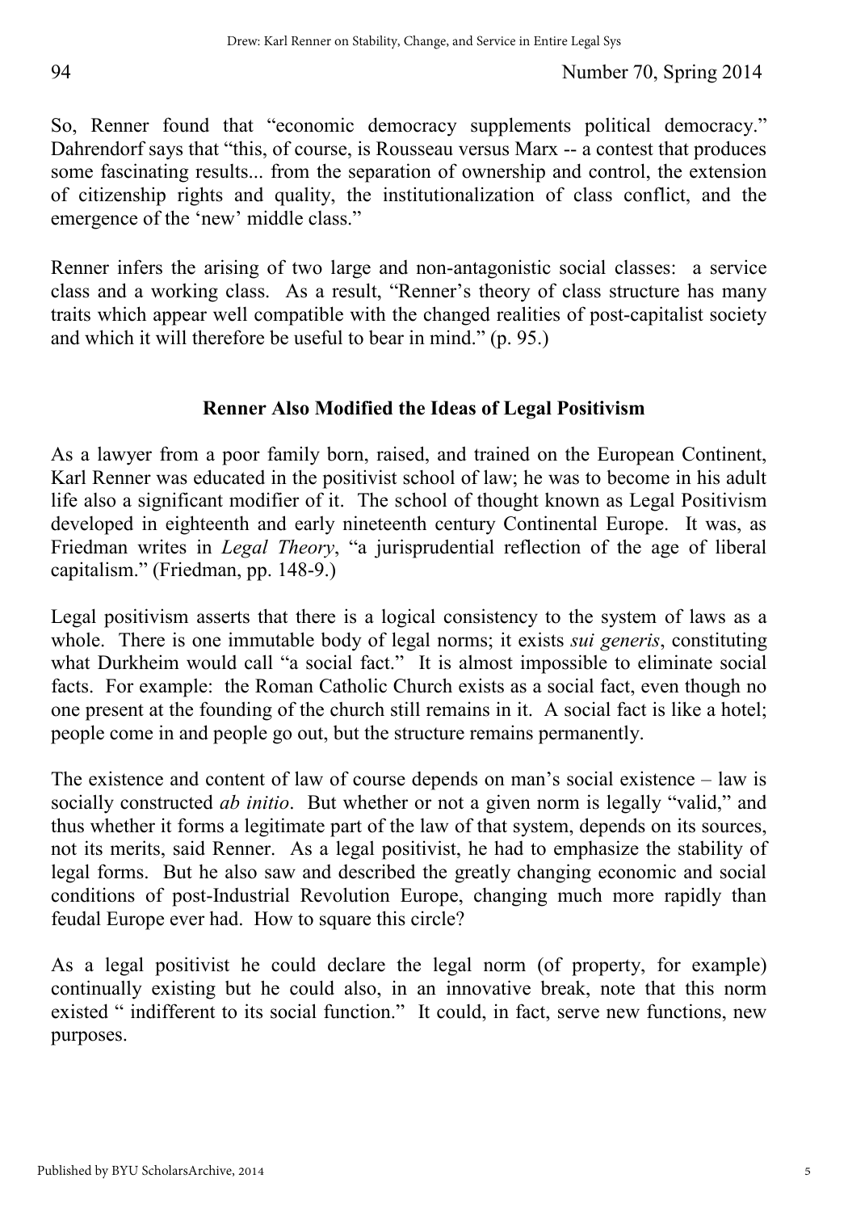So, Renner found that "economic democracy supplements political democracy." Dahrendorf says that "this, of course, is Rousseau versus Marx -- a contest that produces some fascinating results... from the separation of ownership and control, the extension of citizenship rights and quality, the institutionalization of class conflict, and the emergence of the 'new' middle class."

Renner infers the arising of two large and non-antagonistic social classes: a service class and a working class. As a result, "Renner's theory of class structure has many traits which appear well compatible with the changed realities of post-capitalist society and which it will therefore be useful to bear in mind." (p. 95.)

## Renner Also Modified the Ideas of Legal Positivism

As a lawyer from a poor family born, raised, and trained on the European Continent, Karl Renner was educated in the positivist school of law; he was to become in his adult life also a significant modifier of it. The school of thought known as Legal Positivism developed in eighteenth and early nineteenth century Continental Europe. It was, as Friedman writes in *Legal Theory*, "a jurisprudential reflection of the age of liberal capitalism." (Friedman, pp. 148-9.)

Legal positivism asserts that there is a logical consistency to the system of laws as a whole. There is one immutable body of legal norms; it exists *sui generis*, constituting what Durkheim would call "a social fact." It is almost impossible to eliminate social facts. For example: the Roman Catholic Church exists as a social fact, even though no one present at the founding of the church still remains in it. A social fact is like a hotel; people come in and people go out, but the structure remains permanently.

The existence and content of law of course depends on man's social existence – law is socially constructed *ab initio*. But whether or not a given norm is legally "valid," and thus whether it forms a legitimate part of the law of that system, depends on its sources, not its merits, said Renner. As a legal positivist, he had to emphasize the stability of legal forms. But he also saw and described the greatly changing economic and social conditions of post-Industrial Revolution Europe, changing much more rapidly than feudal Europe ever had. How to square this circle?

As a legal positivist he could declare the legal norm (of property, for example) continually existing but he could also, in an innovative break, note that this norm existed " indifferent to its social function." It could, in fact, serve new functions, new purposes.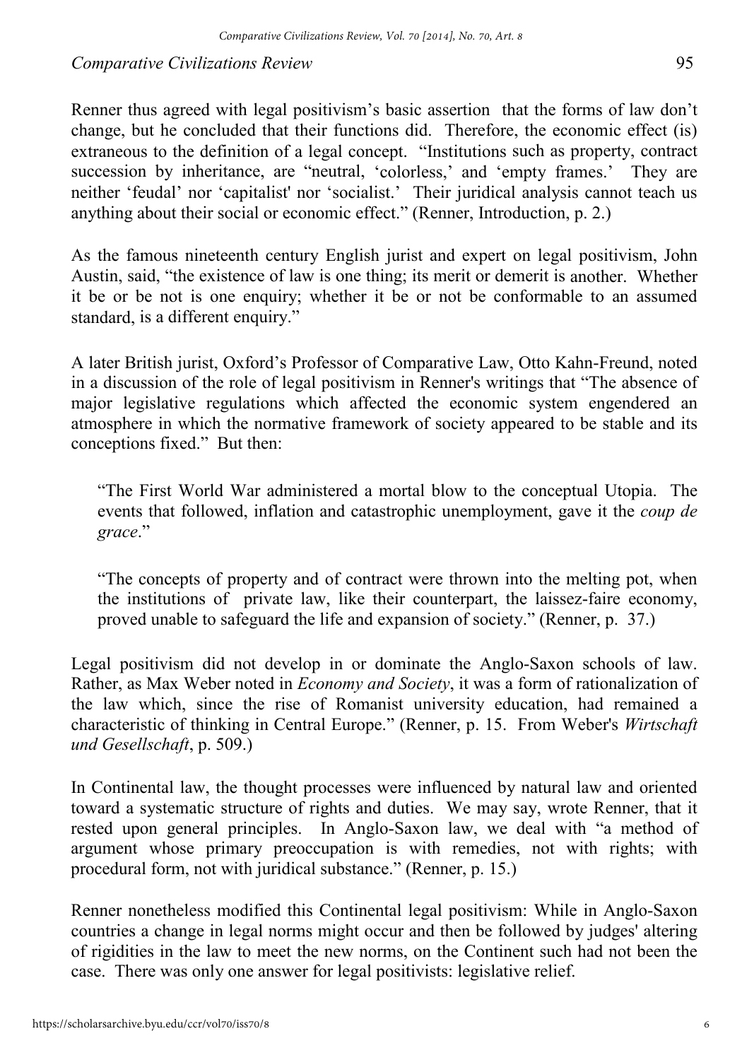Renner thus agreed with legal positivism's basic assertion that the forms of law don't change, but he concluded that their functions did. Therefore, the economic effect (is) extraneous to the definition of a legal concept. "Institutions such as property, contract succession by inheritance, are "neutral, 'colorless,' and 'empty frames.' They are neither 'feudal' nor 'capitalist' nor 'socialist.' Their juridical analysis cannot teach us anything about their social or economic effect." (Renner, Introduction, p. 2.)

As the famous nineteenth century English jurist and expert on legal positivism, John Austin, said, "the existence of law is one thing; its merit or demerit is another. Whether it be or be not is one enquiry; whether it be or not be conformable to an assumed standard, is a different enquiry."

A later British jurist, Oxford's Professor of Comparative Law, Otto Kahn-Freund, noted in a discussion of the role of legal positivism in Renner's writings that "The absence of major legislative regulations which affected the economic system engendered an atmosphere in which the normative framework of society appeared to be stable and its conceptions fixed." But then:

> "The First World War administered a mortal blow to the conceptual Utopia. The events that followed, inflation and catastrophic unemployment, gave it the *coup de grace*."
>
> "The concepts of property and of contract were thrown into the melting pot, when the institutions of private law, like their counterpart, the laissez-faire economy, proved unable to safeguard the life and expansion of society." (Renner, p. 37.)

Legal positivism did not develop in or dominate the Anglo-Saxon schools of law. Rather, as Max Weber noted in *Economy and Society*, it was a form of rationalization of the law which, since the rise of Romanist university education, had remained a characteristic of thinking in Central Europe." (Renner, p. 15. From Weber's *Wirtschaft und Gesellschaft*, p. 509.)

In Continental law, the thought processes were influenced by natural law and oriented toward a systematic structure of rights and duties. We may say, wrote Renner, that it rested upon general principles. In Anglo-Saxon law, we deal with "a method of argument whose primary preoccupation is with remedies, not with rights; with procedural form, not with juridical substance." (Renner, p. 15.)

Renner nonetheless modified this Continental legal positivism: While in Anglo-Saxon countries a change in legal norms might occur and then be followed by judges' altering of rigidities in the law to meet the new norms, on the Continent such had not been the case. There was only one answer for legal positivists: legislative relief.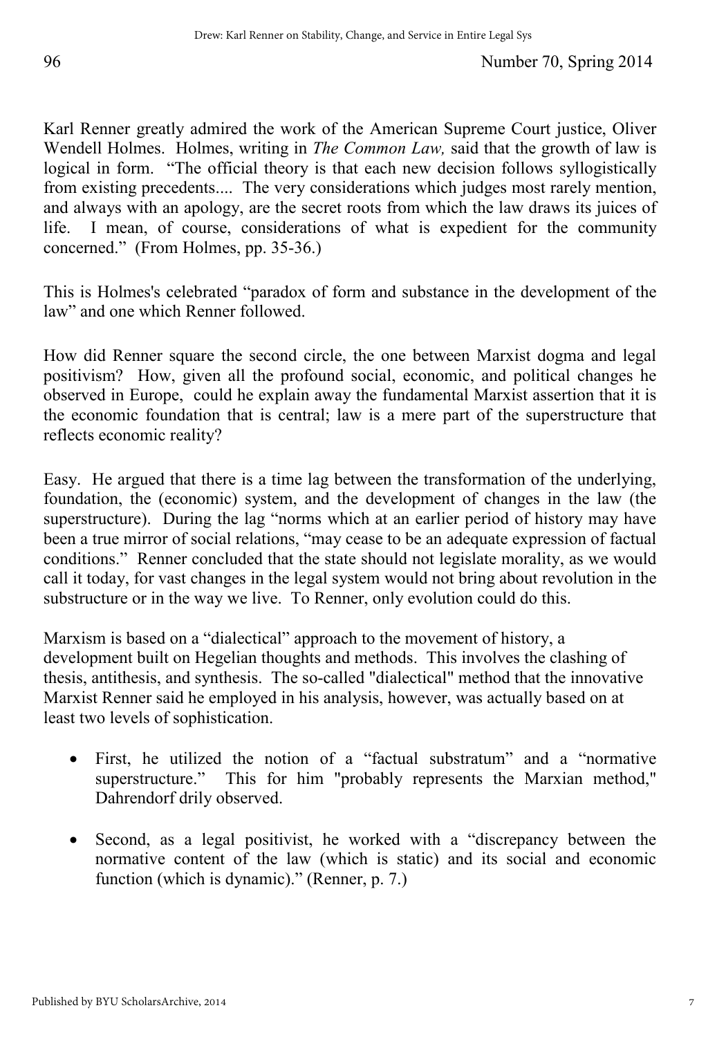Karl Renner greatly admired the work of the American Supreme Court justice, Oliver Wendell Holmes. Holmes, writing in *The Common Law,* said that the growth of law is logical in form. "The official theory is that each new decision follows syllogistically from existing precedents.... The very considerations which judges most rarely mention, and always with an apology, are the secret roots from which the law draws its juices of life. I mean, of course, considerations of what is expedient for the community concerned." (From Holmes, pp. 35-36.)

This is Holmes's celebrated "paradox of form and substance in the development of the law" and one which Renner followed.

How did Renner square the second circle, the one between Marxist dogma and legal positivism? How, given all the profound social, economic, and political changes he observed in Europe, could he explain away the fundamental Marxist assertion that it is the economic foundation that is central; law is a mere part of the superstructure that reflects economic reality?

Easy. He argued that there is a time lag between the transformation of the underlying, foundation, the (economic) system, and the development of changes in the law (the superstructure). During the lag "norms which at an earlier period of history may have been a true mirror of social relations, "may cease to be an adequate expression of factual conditions." Renner concluded that the state should not legislate morality, as we would call it today, for vast changes in the legal system would not bring about revolution in the substructure or in the way we live. To Renner, only evolution could do this.

Marxism is based on a "dialectical" approach to the movement of history, a development built on Hegelian thoughts and methods. This involves the clashing of thesis, antithesis, and synthesis. The so-called "dialectical" method that the innovative Marxist Renner said he employed in his analysis, however, was actually based on at least two levels of sophistication.

- First, he utilized the notion of a "factual substratum" and a "normative superstructure." This for him "probably represents the Marxian method," Dahrendorf drily observed.

- Second, as a legal positivist, he worked with a "discrepancy between the normative content of the law (which is static) and its social and economic function (which is dynamic)." (Renner, p. 7.)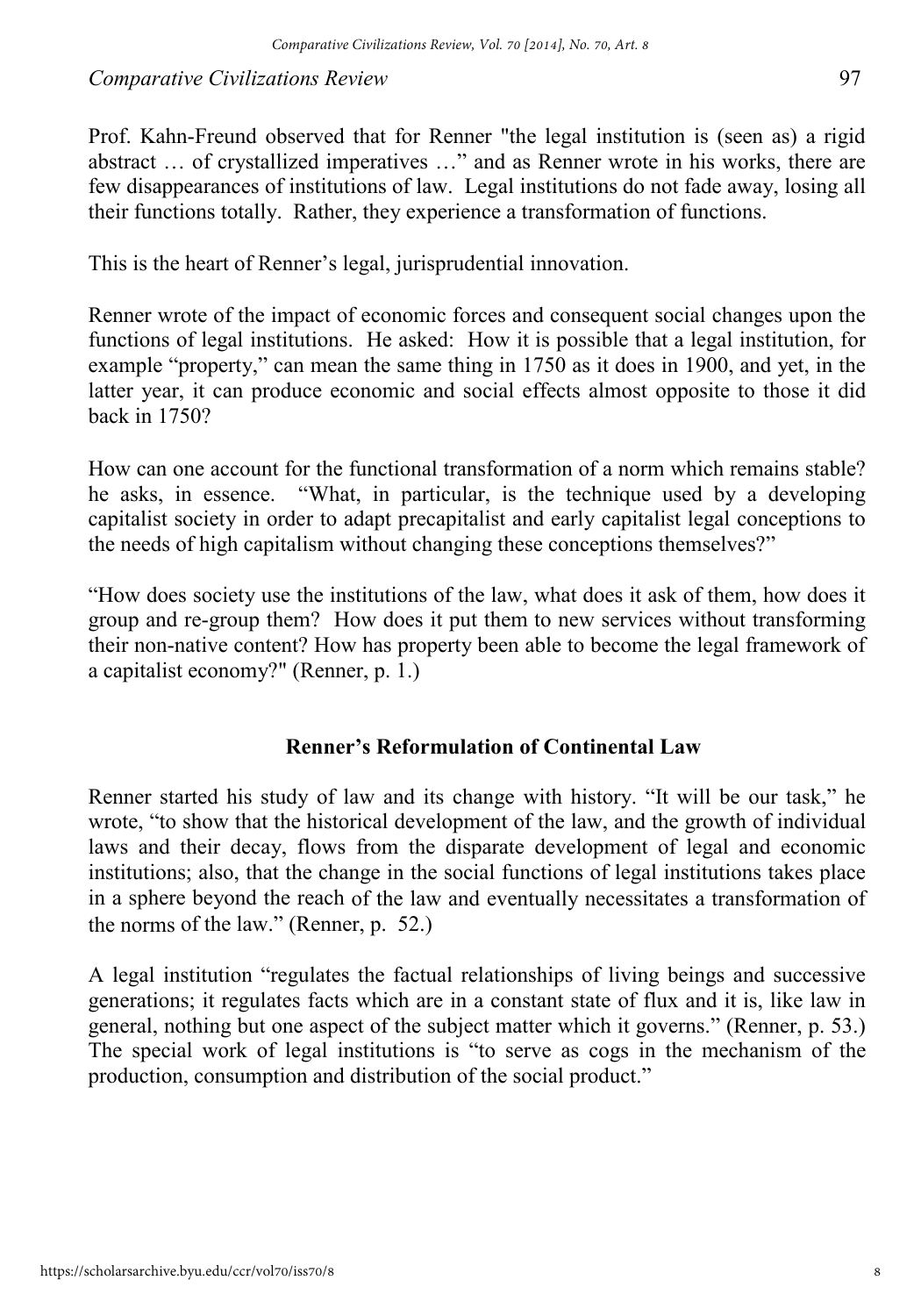Prof. Kahn-Freund observed that for Renner "the legal institution is (seen as) a rigid abstract … of crystallized imperatives …" and as Renner wrote in his works, there are few disappearances of institutions of law. Legal institutions do not fade away, losing all their functions totally. Rather, they experience a transformation of functions.

This is the heart of Renner's legal, jurisprudential innovation.

Renner wrote of the impact of economic forces and consequent social changes upon the functions of legal institutions. He asked: How it is possible that a legal institution, for example "property," can mean the same thing in 1750 as it does in 1900, and yet, in the latter year, it can produce economic and social effects almost opposite to those it did back in 1750?

How can one account for the functional transformation of a norm which remains stable? he asks, in essence. "What, in particular, is the technique used by a developing capitalist society in order to adapt precapitalist and early capitalist legal conceptions to the needs of high capitalism without changing these conceptions themselves?"

"How does society use the institutions of the law, what does it ask of them, how does it group and re-group them? How does it put them to new services without transforming their non-native content? How has property been able to become the legal framework of a capitalist economy?" (Renner, p. 1.)

## Renner's Reformulation of Continental Law

Renner started his study of law and its change with history. "It will be our task," he wrote, "to show that the historical development of the law, and the growth of individual laws and their decay, flows from the disparate development of legal and economic institutions; also, that the change in the social functions of legal institutions takes place in a sphere beyond the reach of the law and eventually necessitates a transformation of the norms of the law." (Renner, p. 52.)

A legal institution "regulates the factual relationships of living beings and successive generations; it regulates facts which are in a constant state of flux and it is, like law in general, nothing but one aspect of the subject matter which it governs." (Renner, p. 53.) The special work of legal institutions is "to serve as cogs in the mechanism of the production, consumption and distribution of the social product."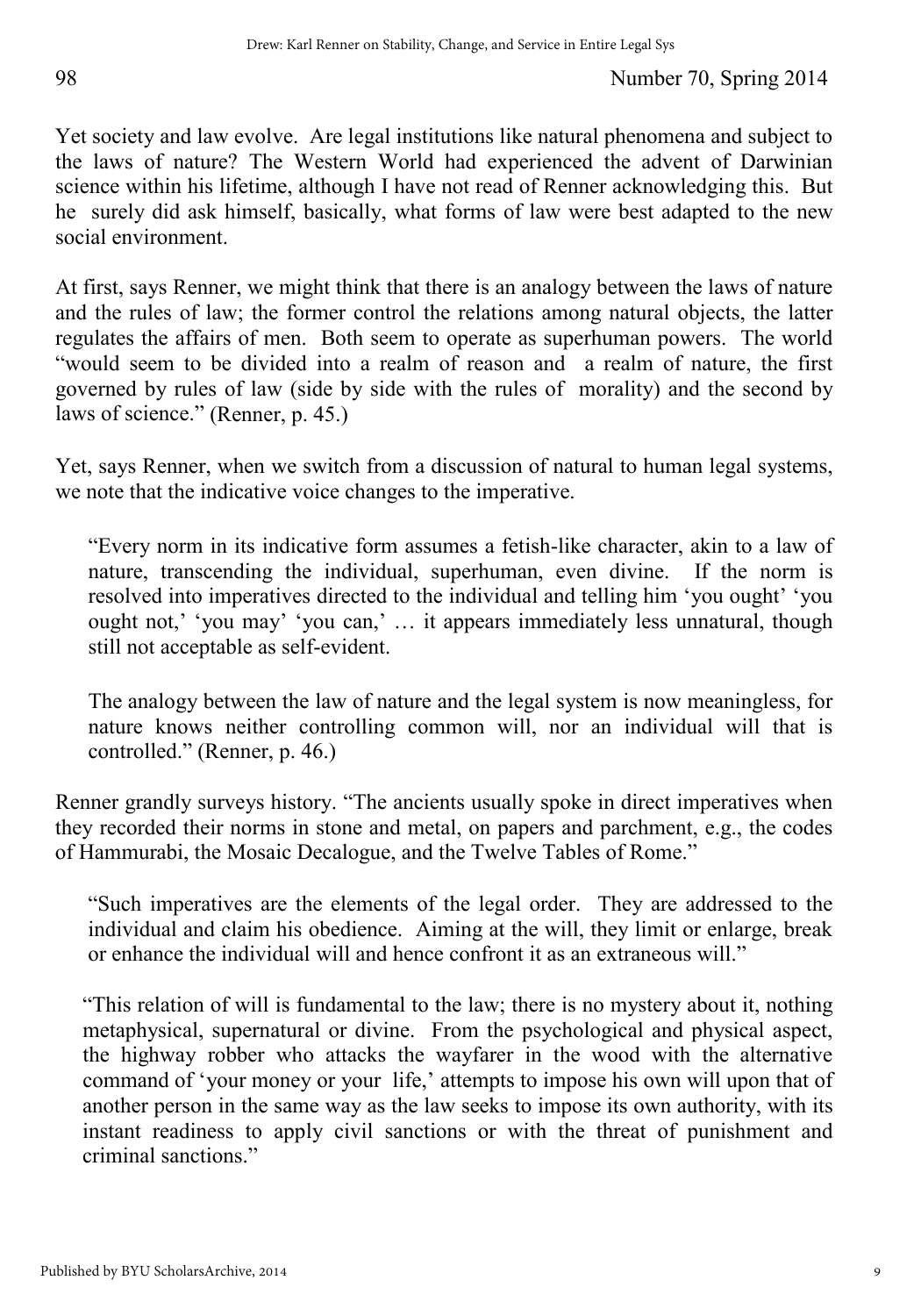Yet society and law evolve. Are legal institutions like natural phenomena and subject to the laws of nature? The Western World had experienced the advent of Darwinian science within his lifetime, although I have not read of Renner acknowledging this. But he surely did ask himself, basically, what forms of law were best adapted to the new social environment.

At first, says Renner, we might think that there is an analogy between the laws of nature and the rules of law; the former control the relations among natural objects, the latter regulates the affairs of men. Both seem to operate as superhuman powers. The world "would seem to be divided into a realm of reason and a realm of nature, the first governed by rules of law (side by side with the rules of morality) and the second by laws of science." (Renner, p. 45.)

Yet, says Renner, when we switch from a discussion of natural to human legal systems, we note that the indicative voice changes to the imperative.

> "Every norm in its indicative form assumes a fetish-like character, akin to a law of nature, transcending the individual, superhuman, even divine. If the norm is resolved into imperatives directed to the individual and telling him 'you ought' 'you ought not,' 'you may' 'you can,' … it appears immediately less unnatural, though still not acceptable as self-evident.
>
> The analogy between the law of nature and the legal system is now meaningless, for nature knows neither controlling common will, nor an individual will that is controlled." (Renner, p. 46.)

Renner grandly surveys history. "The ancients usually spoke in direct imperatives when they recorded their norms in stone and metal, on papers and parchment, e.g., the codes of Hammurabi, the Mosaic Decalogue, and the Twelve Tables of Rome."

> "Such imperatives are the elements of the legal order. They are addressed to the individual and claim his obedience. Aiming at the will, they limit or enlarge, break or enhance the individual will and hence confront it as an extraneous will."

> "This relation of will is fundamental to the law; there is no mystery about it, nothing metaphysical, supernatural or divine. From the psychological and physical aspect, the highway robber who attacks the wayfarer in the wood with the alternative command of 'your money or your life,' attempts to impose his own will upon that of another person in the same way as the law seeks to impose its own authority, with its instant readiness to apply civil sanctions or with the threat of punishment and criminal sanctions."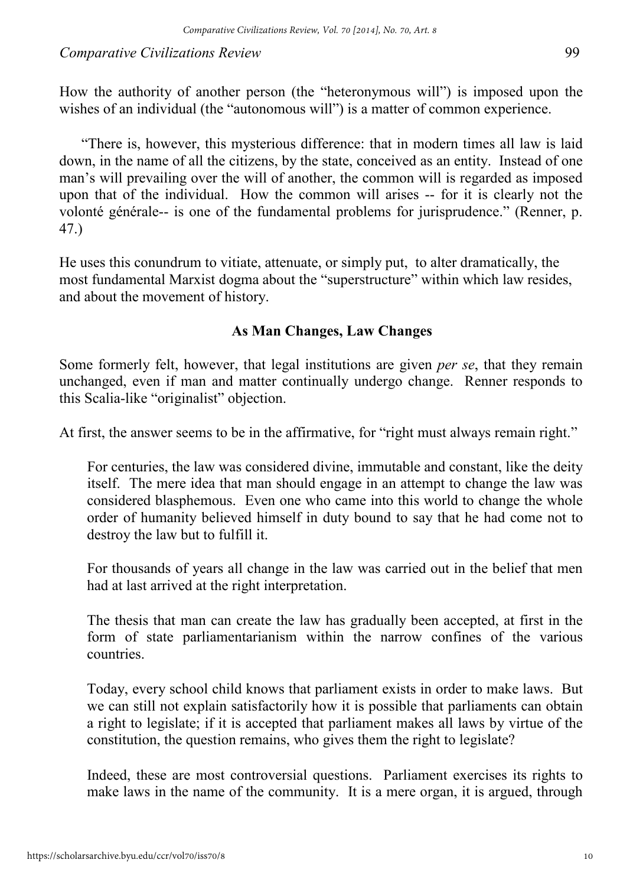How the authority of another person (the "heteronymous will") is imposed upon the wishes of an individual (the "autonomous will") is a matter of common experience.

"There is, however, this mysterious difference: that in modern times all law is laid down, in the name of all the citizens, by the state, conceived as an entity. Instead of one man's will prevailing over the will of another, the common will is regarded as imposed upon that of the individual. How the common will arises -- for it is clearly not the volonté générale-- is one of the fundamental problems for jurisprudence." (Renner, p. 47.)

He uses this conundrum to vitiate, attenuate, or simply put, to alter dramatically, the most fundamental Marxist dogma about the "superstructure" within which law resides, and about the movement of history.

## As Man Changes, Law Changes

Some formerly felt, however, that legal institutions are given *per se*, that they remain unchanged, even if man and matter continually undergo change. Renner responds to this Scalia-like "originalist" objection.

At first, the answer seems to be in the affirmative, for "right must always remain right."

> For centuries, the law was considered divine, immutable and constant, like the deity itself. The mere idea that man should engage in an attempt to change the law was considered blasphemous. Even one who came into this world to change the whole order of humanity believed himself in duty bound to say that he had come not to destroy the law but to fulfill it.
>
> For thousands of years all change in the law was carried out in the belief that men had at last arrived at the right interpretation.
>
> The thesis that man can create the law has gradually been accepted, at first in the form of state parliamentarianism within the narrow confines of the various countries.
>
> Today, every school child knows that parliament exists in order to make laws. But we can still not explain satisfactorily how it is possible that parliaments can obtain a right to legislate; if it is accepted that parliament makes all laws by virtue of the constitution, the question remains, who gives them the right to legislate?
>
> Indeed, these are most controversial questions. Parliament exercises its rights to make laws in the name of the community. It is a mere organ, it is argued, through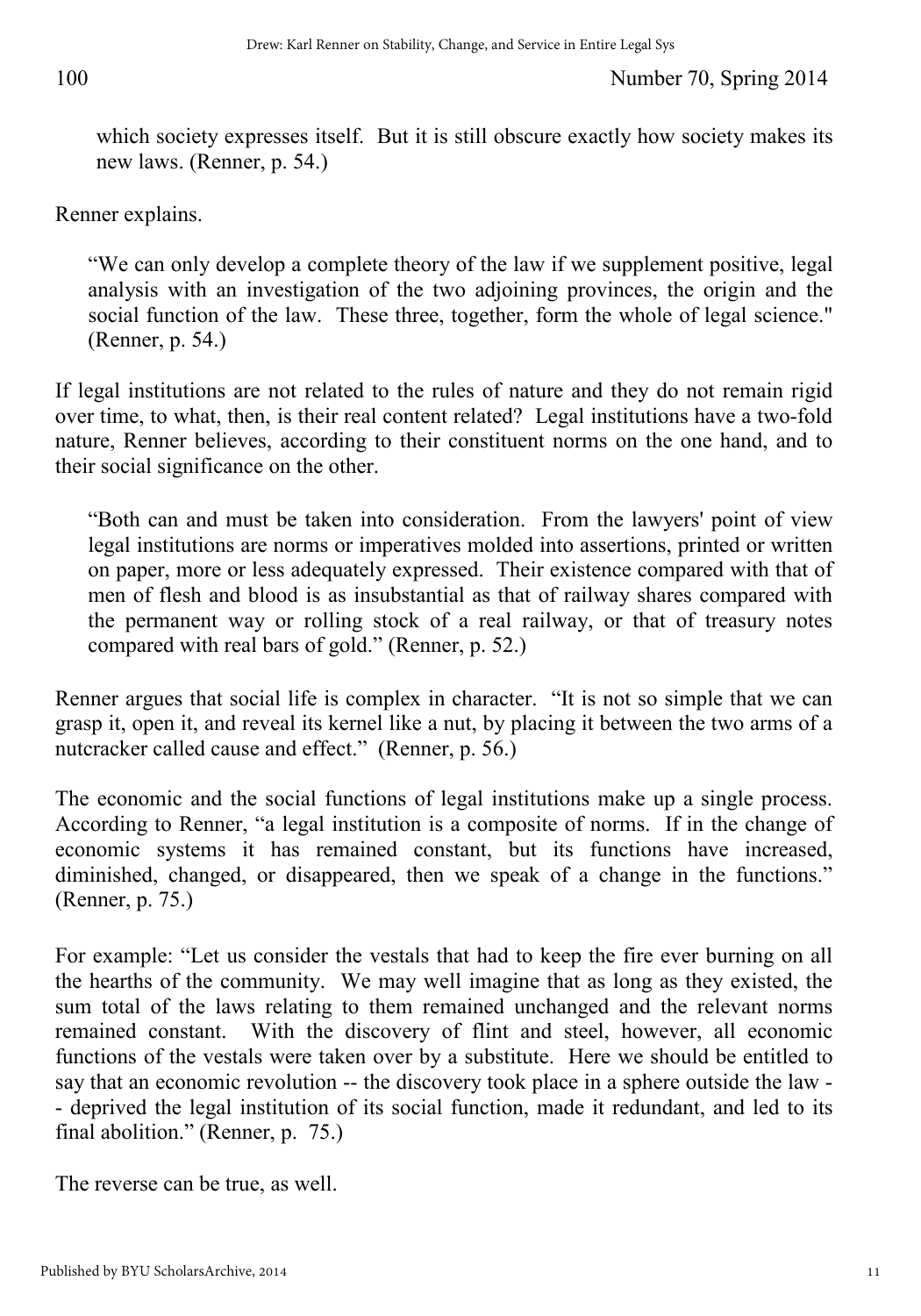which society expresses itself. But it is still obscure exactly how society makes its new laws. (Renner, p. 54.)

Renner explains.

> "We can only develop a complete theory of the law if we supplement positive, legal analysis with an investigation of the two adjoining provinces, the origin and the social function of the law. These three, together, form the whole of legal science." (Renner, p. 54.)

If legal institutions are not related to the rules of nature and they do not remain rigid over time, to what, then, is their real content related? Legal institutions have a two-fold nature, Renner believes, according to their constituent norms on the one hand, and to their social significance on the other.

> "Both can and must be taken into consideration. From the lawyers' point of view legal institutions are norms or imperatives molded into assertions, printed or written on paper, more or less adequately expressed. Their existence compared with that of men of flesh and blood is as insubstantial as that of railway shares compared with the permanent way or rolling stock of a real railway, or that of treasury notes compared with real bars of gold." (Renner, p. 52.)

Renner argues that social life is complex in character. "It is not so simple that we can grasp it, open it, and reveal its kernel like a nut, by placing it between the two arms of a nutcracker called cause and effect." (Renner, p. 56.)

The economic and the social functions of legal institutions make up a single process. According to Renner, "a legal institution is a composite of norms. If in the change of economic systems it has remained constant, but its functions have increased, diminished, changed, or disappeared, then we speak of a change in the functions." (Renner, p. 75.)

For example: "Let us consider the vestals that had to keep the fire ever burning on all the hearths of the community. We may well imagine that as long as they existed, the sum total of the laws relating to them remained unchanged and the relevant norms remained constant. With the discovery of flint and steel, however, all economic functions of the vestals were taken over by a substitute. Here we should be entitled to say that an economic revolution -- the discovery took place in a sphere outside the law -- deprived the legal institution of its social function, made it redundant, and led to its final abolition." (Renner, p. 75.)

The reverse can be true, as well.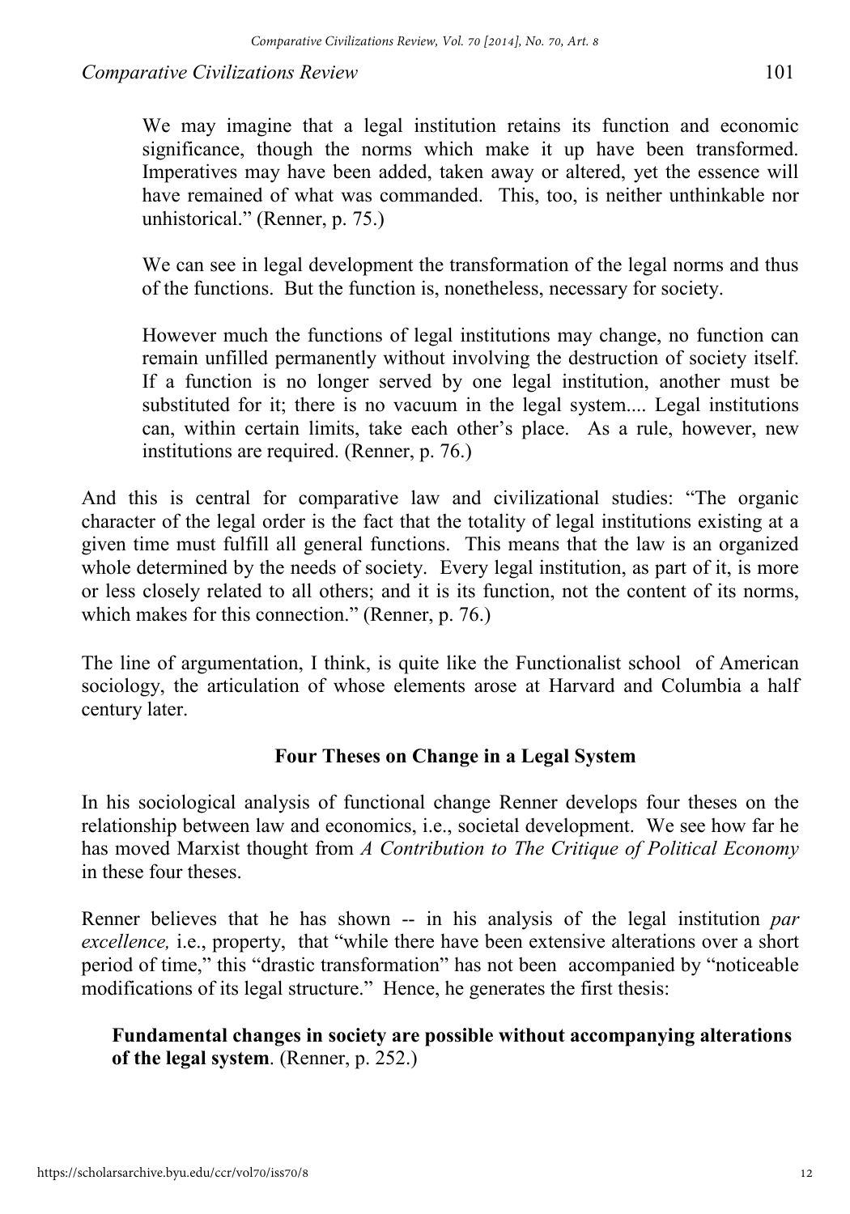> We may imagine that a legal institution retains its function and economic significance, though the norms which make it up have been transformed. Imperatives may have been added, taken away or altered, yet the essence will have remained of what was commanded. This, too, is neither unthinkable nor unhistorical." (Renner, p. 75.)
>
> We can see in legal development the transformation of the legal norms and thus of the functions. But the function is, nonetheless, necessary for society.
>
> However much the functions of legal institutions may change, no function can remain unfilled permanently without involving the destruction of society itself. If a function is no longer served by one legal institution, another must be substituted for it; there is no vacuum in the legal system.... Legal institutions can, within certain limits, take each other's place. As a rule, however, new institutions are required. (Renner, p. 76.)

And this is central for comparative law and civilizational studies: "The organic character of the legal order is the fact that the totality of legal institutions existing at a given time must fulfill all general functions. This means that the law is an organized whole determined by the needs of society. Every legal institution, as part of it, is more or less closely related to all others; and it is its function, not the content of its norms, which makes for this connection." (Renner, p. 76.)

The line of argumentation, I think, is quite like the Functionalist school of American sociology, the articulation of whose elements arose at Harvard and Columbia a half century later.

## Four Theses on Change in a Legal System

In his sociological analysis of functional change Renner develops four theses on the relationship between law and economics, i.e., societal development. We see how far he has moved Marxist thought from *A Contribution to The Critique of Political Economy* in these four theses.

Renner believes that he has shown -- in his analysis of the legal institution *par excellence,* i.e., property, that "while there have been extensive alterations over a short period of time," this "drastic transformation" has not been accompanied by "noticeable modifications of its legal structure." Hence, he generates the first thesis:

> **Fundamental changes in society are possible without accompanying alterations of the legal system**. (Renner, p. 252.)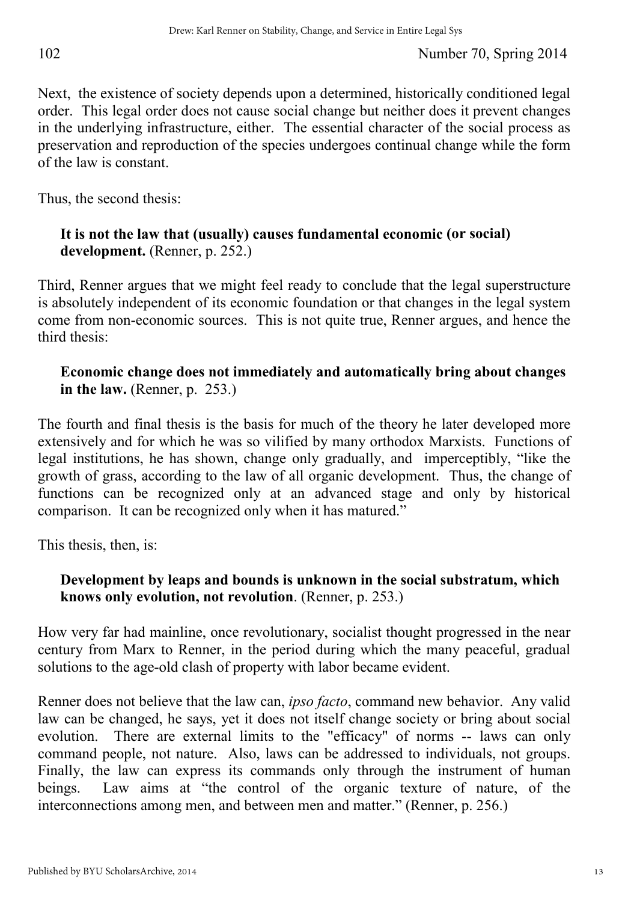Next, the existence of society depends upon a determined, historically conditioned legal order. This legal order does not cause social change but neither does it prevent changes in the underlying infrastructure, either. The essential character of the social process as preservation and reproduction of the species undergoes continual change while the form of the law is constant.

Thus, the second thesis:

> **It is not the law that (usually) causes fundamental economic (or social) development.** (Renner, p. 252.)

Third, Renner argues that we might feel ready to conclude that the legal superstructure is absolutely independent of its economic foundation or that changes in the legal system come from non-economic sources. This is not quite true, Renner argues, and hence the third thesis:

> **Economic change does not immediately and automatically bring about changes in the law.** (Renner, p. 253.)

The fourth and final thesis is the basis for much of the theory he later developed more extensively and for which he was so vilified by many orthodox Marxists. Functions of legal institutions, he has shown, change only gradually, and imperceptibly, "like the growth of grass, according to the law of all organic development. Thus, the change of functions can be recognized only at an advanced stage and only by historical comparison. It can be recognized only when it has matured."

This thesis, then, is:

> **Development by leaps and bounds is unknown in the social substratum, which knows only evolution, not revolution**. (Renner, p. 253.)

How very far had mainline, once revolutionary, socialist thought progressed in the near century from Marx to Renner, in the period during which the many peaceful, gradual solutions to the age-old clash of property with labor became evident.

Renner does not believe that the law can, *ipso facto*, command new behavior. Any valid law can be changed, he says, yet it does not itself change society or bring about social evolution. There are external limits to the "efficacy" of norms -- laws can only command people, not nature. Also, laws can be addressed to individuals, not groups. Finally, the law can express its commands only through the instrument of human beings. Law aims at "the control of the organic texture of nature, of the interconnections among men, and between men and matter." (Renner, p. 256.)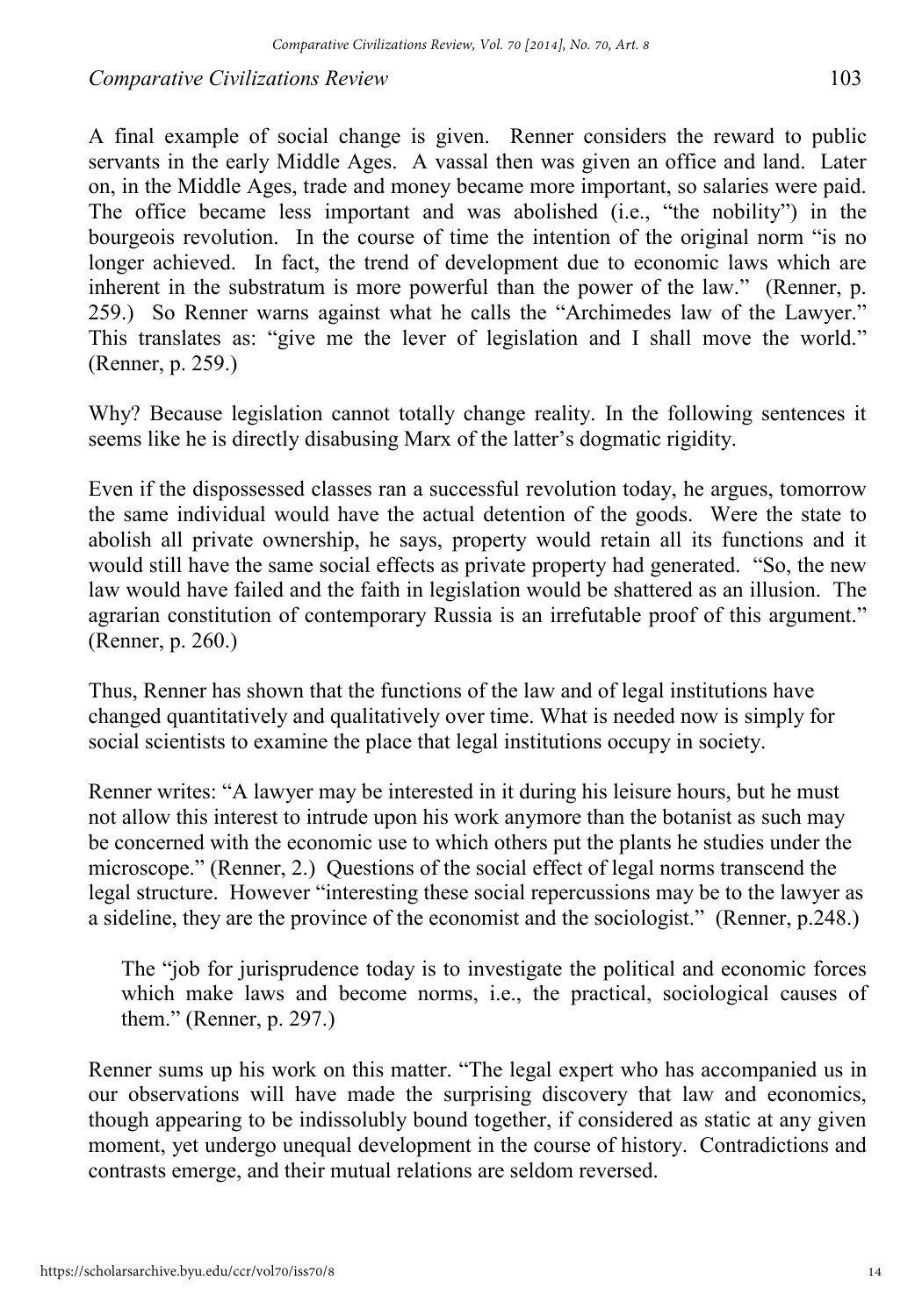A final example of social change is given. Renner considers the reward to public servants in the early Middle Ages. A vassal then was given an office and land. Later on, in the Middle Ages, trade and money became more important, so salaries were paid. The office became less important and was abolished (i.e., "the nobility") in the bourgeois revolution. In the course of time the intention of the original norm "is no longer achieved. In fact, the trend of development due to economic laws which are inherent in the substratum is more powerful than the power of the law." (Renner, p. 259.) So Renner warns against what he calls the "Archimedes law of the Lawyer." This translates as: "give me the lever of legislation and I shall move the world." (Renner, p. 259.)

Why? Because legislation cannot totally change reality. In the following sentences it seems like he is directly disabusing Marx of the latter's dogmatic rigidity.

Even if the dispossessed classes ran a successful revolution today, he argues, tomorrow the same individual would have the actual detention of the goods. Were the state to abolish all private ownership, he says, property would retain all its functions and it would still have the same social effects as private property had generated. "So, the new law would have failed and the faith in legislation would be shattered as an illusion. The agrarian constitution of contemporary Russia is an irrefutable proof of this argument." (Renner, p. 260.)

Thus, Renner has shown that the functions of the law and of legal institutions have changed quantitatively and qualitatively over time. What is needed now is simply for social scientists to examine the place that legal institutions occupy in society.

Renner writes: "A lawyer may be interested in it during his leisure hours, but he must not allow this interest to intrude upon his work anymore than the botanist as such may be concerned with the economic use to which others put the plants he studies under the microscope." (Renner, 2.) Questions of the social effect of legal norms transcend the legal structure. However "interesting these social repercussions may be to the lawyer as a sideline, they are the province of the economist and the sociologist." (Renner, p.248.)

> The "job for jurisprudence today is to investigate the political and economic forces which make laws and become norms, i.e., the practical, sociological causes of them." (Renner, p. 297.)

Renner sums up his work on this matter. "The legal expert who has accompanied us in our observations will have made the surprising discovery that law and economics, though appearing to be indissolubly bound together, if considered as static at any given moment, yet undergo unequal development in the course of history. Contradictions and contrasts emerge, and their mutual relations are seldom reversed.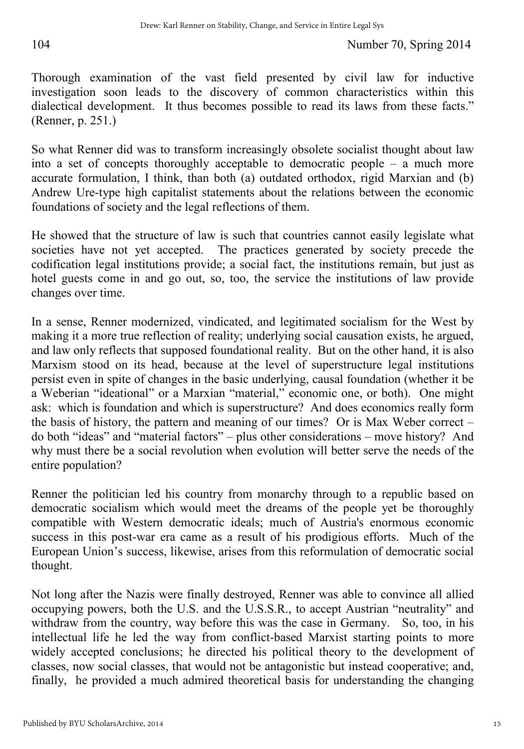Thorough examination of the vast field presented by civil law for inductive investigation soon leads to the discovery of common characteristics within this dialectical development. It thus becomes possible to read its laws from these facts." (Renner, p. 251.)

So what Renner did was to transform increasingly obsolete socialist thought about law into a set of concepts thoroughly acceptable to democratic people – a much more accurate formulation, I think, than both (a) outdated orthodox, rigid Marxian and (b) Andrew Ure-type high capitalist statements about the relations between the economic foundations of society and the legal reflections of them.

He showed that the structure of law is such that countries cannot easily legislate what societies have not yet accepted. The practices generated by society precede the codification legal institutions provide; a social fact, the institutions remain, but just as hotel guests come in and go out, so, too, the service the institutions of law provide changes over time.

In a sense, Renner modernized, vindicated, and legitimated socialism for the West by making it a more true reflection of reality; underlying social causation exists, he argued, and law only reflects that supposed foundational reality. But on the other hand, it is also Marxism stood on its head, because at the level of superstructure legal institutions persist even in spite of changes in the basic underlying, causal foundation (whether it be a Weberian "ideational" or a Marxian "material," economic one, or both). One might ask: which is foundation and which is superstructure? And does economics really form the basis of history, the pattern and meaning of our times? Or is Max Weber correct – do both "ideas" and "material factors" – plus other considerations – move history? And why must there be a social revolution when evolution will better serve the needs of the entire population?

Renner the politician led his country from monarchy through to a republic based on democratic socialism which would meet the dreams of the people yet be thoroughly compatible with Western democratic ideals; much of Austria's enormous economic success in this post-war era came as a result of his prodigious efforts. Much of the European Union's success, likewise, arises from this reformulation of democratic social thought.

Not long after the Nazis were finally destroyed, Renner was able to convince all allied occupying powers, both the U.S. and the U.S.S.R., to accept Austrian "neutrality" and withdraw from the country, way before this was the case in Germany. So, too, in his intellectual life he led the way from conflict-based Marxist starting points to more widely accepted conclusions; he directed his political theory to the development of classes, now social classes, that would not be antagonistic but instead cooperative; and, finally, he provided a much admired theoretical basis for understanding the changing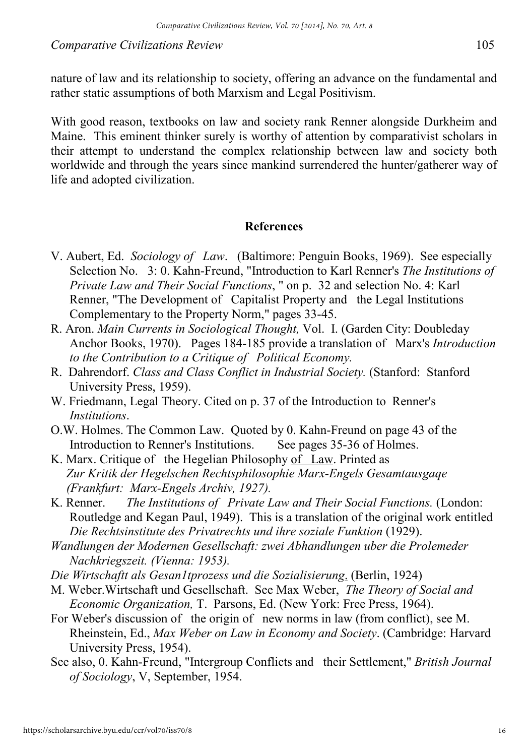nature of law and its relationship to society, offering an advance on the fundamental and rather static assumptions of both Marxism and Legal Positivism.

With good reason, textbooks on law and society rank Renner alongside Durkheim and Maine. This eminent thinker surely is worthy of attention by comparativist scholars in their attempt to understand the complex relationship between law and society both worldwide and through the years since mankind surrendered the hunter/gatherer way of life and adopted civilization.

## References

V. Aubert, Ed. *Sociology of Law*. (Baltimore: Penguin Books, 1969). See especially Selection No. 3: 0. Kahn-Freund, "Introduction to Karl Renner's *The Institutions of Private Law and Their Social Functions*, " on p. 32 and selection No. 4: Karl Renner, "The Development of Capitalist Property and the Legal Institutions Complementary to the Property Norm," pages 33-45.

R. Aron. *Main Currents in Sociological Thought,* Vol. I. (Garden City: Doubleday Anchor Books, 1970). Pages 184-185 provide a translation of Marx's *Introduction to the Contribution to a Critique of Political Economy.*

R. Dahrendorf. *Class and Class Conflict in Industrial Society.* (Stanford: Stanford University Press, 1959).

W. Friedmann, Legal Theory. Cited on p. 37 of the Introduction to Renner's *Institutions*.

O.W. Holmes. The Common Law. Quoted by 0. Kahn-Freund on page 43 of the Introduction to Renner's Institutions. See pages 35-36 of Holmes.

K. Marx. Critique of the Hegelian Philosophy of Law. Printed as *Zur Kritik der Hegelschen Rechtsphilosophie Marx-Engels Gesamtausgaqe (Frankfurt: Marx-Engels Archiv, 1927).*

K. Renner. *The Institutions of Private Law and Their Social Functions.* (London: Routledge and Kegan Paul, 1949). This is a translation of the original work entitled *Die Rechtsinstitute des Privatrechts und ihre soziale Funktion* (1929).

*Wandlungen der Modernen Gesellschaft: zwei Abhandlungen uber die Prolemeder Nachkriegszeit. (Vienna: 1953).*

*Die Wirtschaftt als Gesan1tprozess und die Sozialisierung*. (Berlin, 1924)

M. Weber.Wirtschaft und Gesellschaft. See Max Weber, *The Theory of Social and Economic Organization,* T. Parsons, Ed. (New York: Free Press, 1964).

For Weber's discussion of the origin of new norms in law (from conflict), see M. Rheinstein, Ed., *Max Weber on Law in Economy and Society*. (Cambridge: Harvard University Press, 1954).

See also, 0. Kahn-Freund, "Intergroup Conflicts and their Settlement," *British Journal of Sociology*, V, September, 1954.